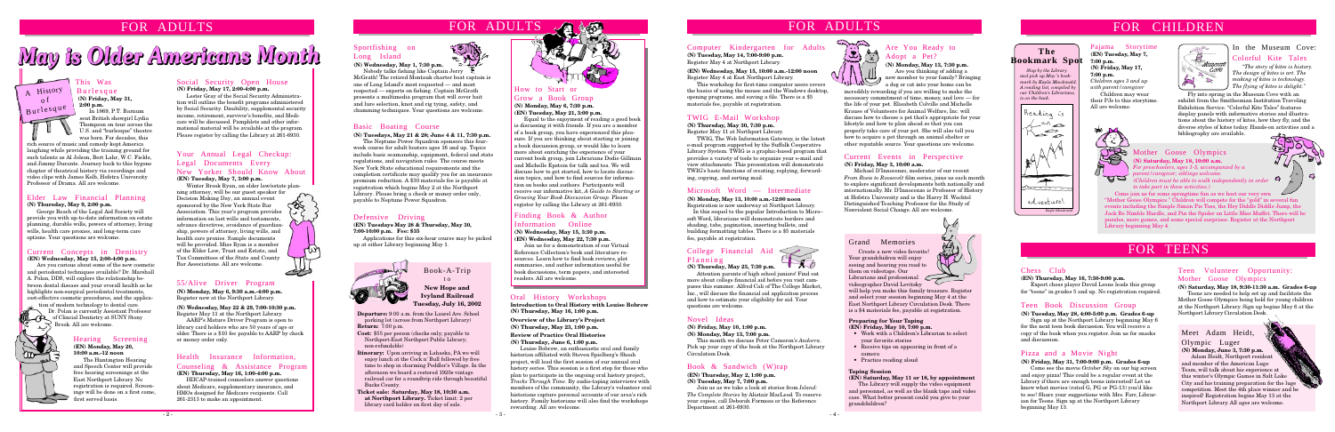# FOR ADULTS

# May is Older Americans Month

## A History of Burlesque

### This Was Burlesque
**(N) Friday, May 31, 2:00 p.m.**

In 1869, P.T. Barnum sent British showgirl Lydia Thompson on tour across the U.S. and "burlesque" theatre was born. For decades, this rich source of music and comedy kept America laughing while providing the training ground for such talents as Al Jolson, Bert Lahr, W.C. Fields, and Jimmy Durante. Journey back to this bygone chapter of theatrical history via recordings and video clips with James Kolb, Hofstra University Professor of Drama. All are welcome.

### Elder Law Financial Planning
**(N) Thursday, May 9, 2:00 p.m.**

George Roach of the Legal Aid Society will provide you with up-to-date information on estate planning, durable wills, powers of attorney, living wills, health care proxies, and long-term care options. Your questions are welcome.

### Current Concepts in Dentistry
**(EN) Wednesday, May 15, 2:00-4:00 p.m.**

Are you curious about some of the new cosmetic and periodontal techniques available? Dr. Marshall A. Polan, DDS, will explore the relationship between dental disease and your overall health as he highlights non-surgical periodontal treatments, cost-effective cosmetic procedures, and the application of modern technology to dental care. Dr. Polan is currently Assistant Professor of Clinical Dentistry at SUNY Stony Brook. All are welcome.

### Hearing Screening
**(EN) Monday, May 20, 10:00 a.m.-12 noon**

The Huntington Hearing and Speech Center will provide free hearing screenings at the East Northport Library. No registration is required. Screenings will be done on a first come, first served basis.

### Social Security Open House
**(N) Friday, May 17, 2:00-4:00 p.m.**

Lester Gray of the Social Security Administration will outline the benefit programs administered by Social Security. Disability, supplemental security income, retirement, survivor's benefits, and Medicare will be discussed. Pamphlets and other informational material will be available at the program. Please register by calling the Library at 261-6930.

### Your Annual Legal Checkup: Legal Documents Every New Yorker Should Know About
**(EN) Tuesday, May 7, 3:00 p.m.**

Winter Brook Ryan, an elder law/estate planning attorney, will be our guest speaker for Decision Making Day, an annual event sponsored by the New York State Bar Association. This year's program provides information on last wills and testaments, advance directives, avoidance of guardianship, powers of attorney, living wills, and health care proxies. Sample documents will be provided. Miss Ryan is a member of the Elder Law, Trust and Estate, and Tax Committees of the State and County Bar Associations. All are welcome.

### 55/Alive Driver Program
**(N) Monday, May 6, 9:30 a.m.-4:00 p.m.**
Register now at the Northport Library.

**(N) Wednesday, May 22 & 29, 7:00-10:30 p.m.**
Register May 11 at the Northport Library.

AARP's Mature Driver Program is open to library card holders who are 50 years of age or older. There is a $10 fee payable to AARP by check or money order only.

### Health Insurance Information, Counseling & Assistance Program
**(EN) Thursday, May 16, 1:00-4:00 p.m.**

HIICAP-trained counselors answer questions about Medicare, supplementary insurance, and HMOs designed for Medicare recipients. Call 261-2313 to make an appointment.

# FOR ADULTS

### Sportfishing on Long Island
**(N) Wednesday, May 1, 7:30 p.m.**

Nobody talks fishing like Captain Jerry McGrath! The retired Montauk charter boat captain is one of Long Island's most respected — and most respected — experts on fishing. Captain McGrath presents a multimedia program that will cover bait and lure selection, knot and rig tying, safety, and chumming techniques. Your questions are welcome.

### Basic Boating Course
**(N) Tuesdays, May 21 & 28; June 4 & 11, 7:30 p.m.**

The Neptune Power Squadron sponsors this four-week course for adult boaters ages 16 and up. Topics include basic seamanship, equipment, federal and state regulations, and navigation rules. The course meets New York State educational requirements and the completion certificate may qualify you for an insurance premium reduction. A $30 materials fee is payable at registration which begins May 2 at the Northport Library. Please bring a check or money order only, payable to Neptune Power Squadron.

### Defensive Driving
**(EN) Tuesdays May 28 & Thursday, May 30, 7:00-10:00 p.m. Fee: $35**

Applications for this six-hour course may be picked up at either Library beginning May 1.

### How to Start or Grow a Book Group
**(N) Monday, May 6, 7:30 p.m.**
**(EN) Tuesday, May 21, 3:00 p.m.**

Equal to the enjoyment of reading a good book is discussing it with friends. If you are a member of a book group, you have experienced this pleasure. If you are thinking about starting or joining a book discussion group, or would like to learn more about enriching the experience of your current book group, join Librarians Dodie Gillman and Michelle Epstein for talk and tea. We will discuss how to get started, how to locate discussion topics, and how to find sources for information on books and authors. Participants will receive our informative kit, *A Guide to Starting or Growing Your Book Discussion Group*. Please register by calling the Library at 261-6930.

### Finding Book & Author Information Online
**(N) Wednesday, May 15, 3:30 p.m.**
**(EN) Wednesday, May 22, 7:30 p.m.**

Join us for a demonstration of our Virtual Reference Collection's book and literature resources. Learn how to find book reviews, plot summaries, and author information useful for book discussions, term papers, and interested readers. All are welcome.

### Book-A-Trip to New Hope and Ivyland Railroad
**Tuesday, July 16, 2002**

**Departure:** 9:00 a.m. from the Laurel Ave. School parking lot (across from Northport Library)
**Return:** 7:00 p.m.
**Cost:** $55 per person (checks only; payable to Northport-East Northport Public Library; non-refundable)
**Itinerary:** Upon arriving in Lahaska, PA we will enjoy lunch at the Cock n' Bull followed by free time to shop in charming Peddler's Village. In the afternoon we board a restored 1920s vintage railroad car for a roundtrip ride through beautiful Bucks County.
**Ticket sale: Saturday, May 18, 10:30 a.m. at Northport Library.** Ticket limit: 2 per library card holder on first day of sale.

### Oral History Workshops
**Introduction to Oral History with Louise Bobrow**
**(N) Thursday, May 16, 1:00 p.m.**

**Overview of the Library's Project**
**(N) Thursday, May 23, 1:00 p.m.**

**Review of Practice Oral Histories**
**(N) Thursday, June 6, 1:00 p.m.**

Louise Bobrow, an enthusiastic oral and family historian affiliated with Steven Spielberg's Shoah project, will lead the first session of our annual oral history series. This session is a first step for those who plan to participate in the ongoing oral history project, *Tracks Through Time*. By audio-taping interviews with members of the community, the Library's volunteer oral historians capture personal accounts of our area's rich history. Family historians will also find the workshops rewarding. All are welcome.

# FOR ADULTS

### Computer Kindergarten for Adults
**(N) Tuesday, May 14, 7:00-9:00 p.m.**
Register May 4 at Northport Library.

**(EN) Wednesday, May 15, 10:00 a.m.-12:00 noon**
Register May 4 at East Northport Library

This workshop for first-time computer users covers the basics of using the mouse and the Windows desktop, opening programs, and saving a file. There is a $5 materials fee, payable at registration.

### TWIG E-Mail Workshop
**(N) Thursday, May 30, 7:30 p.m.**
Register May 11 at Northport Library.

TWIG, The Web Information Gateway, is the latest e-mail program supported by the Suffolk Cooperative Library System. TWIG is a graphic-based program that provides a variety of tools to organize your e-mail and view attachments. This presentation will demonstrate TWIG's basic functions of creating, replying, forwarding, copying, and sorting mail.

### Microsoft Word — Intermediate
**(N) Monday, May 13, 10:00 a.m.-12:00 noon**
Registration is now underway at Northport Library.

In this sequel to the popular Introduction to Microsoft Word, librarians will demonstrate borders and shading, tabs, pagination, inserting bullets, and building formatting tables. There is a $5 materials fee, payable at registration.

### College Financial Aid Planning
**(N) Thursday, May 23, 7:30 p.m.**

Attention parents of high school juniors! Find out more about college financial aid before you visit campuses this summer. Alfred Cole of The College Market, Inc., will discuss the financial aid application process and how to estimate your eligibility for aid. Your questions are welcome.

### Novel Ideas
**(N) Friday, May 10, 1:00 p.m.**
**(N) Monday, May 13, 7:00 p.m.**

This month we discuss Peter Cameron's *Andorra*. Pick up your copy of the book at the Northport Library Circulation Desk.

### Book & Sandwich (W)rap
**(EN) Thursday, May 2, 1:00 p.m.**
**(N) Tuesday, May 7, 7:00 p.m.**

Join us as we take a look at stories from *Island: The Complete Stories* by Alistair MacLeod. To reserve your copies, call Deborah Formosa or the Reference Department at 261-6930.

### Are You Ready to Adopt a Pet?
**(N) Monday, May 13, 7:30 p.m.**

Are you thinking of adding a new member to your family? Bringing a dog or cat into your home can be incredibly rewarding if you are willing to make the necessary commitment of time, money, and love — for the life of your pet. Elizabeth Colville and Michelle Krause of Volunteers for Animal Welfare, Inc. will discuss how to choose a pet that's appropriate for your lifestyle and how to plan ahead so that you can properly take care of your pet. She will also tell you how to acquire a pet through an animal shelter or other reputable source. Your questions are welcome.

### Current Events in Perspective
**(N) Friday, May 3, 10:00 a.m.**

Michael D'Innocenzo, moderator of our recent *From Rosie to Roosevelt* film series, joins us each month to explore significant developments both nationally and internationally. Mr. D'Innocenzo is Professor of History at Hofstra University and is the Harry H. Wachtel Distinguished Teaching Professor for the Study of Nonviolent Social Change. All are welcome.

### Grand Memories

Create a new video favorite! Your grandchildren will enjoy seeing and hearing you read to them on videotape. Our Librarians and professional videographer David Lovitsky will help you make this family treasure. Register and select your session beginning May 4 at the East Northport Library Circulation Desk. There is a $4 materials fee, payable at registration.

**Preparing for Your Taping**
**(EN) Friday, May 10, 7:00 p.m.**

- Work with a Children's Librarian to select your favorite stories
- Receive tips on appearing in front of a camera
- Practice reading aloud

**Taping Session**
**(EN) Saturday, May 11 or 18, by appointment**

The Library will supply the video equipment and personnel, as well as the blank tape and video case. What better present could you give to your grandchildren?

# FOR CHILDREN

### The Bookmark Spot

*Stop by the Library and pick up May's bookmark by Kayla Macdonald. A reading list, compiled by our Children's Librarians, is on the back.*

### Pajama Storytime
**(EN) Tuesday, May 7, 7:00 p.m.**
**(N) Friday, May 17, 7:00 p.m.**
*Children ages 3 and up with parent/caregiver*

Children may wear their PJs to this storytime. All are welcome.

### In the Museum Cove: Colorful Kite Tales

*"The story of kites is history. The design of kites is art. The making of kites is technology. The flying of kites is delight."*

Fly into spring in the Museum Cove with an exhibit from the Smithsonian Institution Traveling Exhibition Service. "Colorful Kite Tales" features display panels with informative stories and illustrations about the history of kites, how they fly, and the diverse styles of kites today. Hands-on activities and a bibliography are available.

### Mother Goose Olympics
**(N) Saturday, May 18, 10:00 a.m.**
*For preschoolers, ages 1-5, accompanied by a parent/caregiver; siblings welcome*
*(Children must be able to walk independently in order to take part in these activities.)*

Come join us for some springtime fun as we host our very own "Mother Goose Olympics." Children will compete for the "gold" in several fun events including the Simple Simon Pie Toss, Hey Diddle Diddle Jump, the Jack Be Nimble Hurdle, and Pin the Spider on Little Miss Muffet. There will be puzzles, more games, and some special surprises. Register at the Northport Library beginning May 4.

# FOR TEENS

### Chess Club
**(EN) Thursday, May 16, 7:30-9:00 p.m.**

Expert chess player David Leone leads this group for "teens" in grades 5 and up. No registration required.

### Teen Book Discussion Group
**(N) Tuesday, May 28, 4:00-5:00 p.m. Grades 6-up**

Sign up at the Northport Library beginning May 6 for the next teen book discussion. You will receive a copy of the book when you register. Join us for snacks and discussion.

### Pizza and a Movie Night
**(N) Friday, May 31, 7:00-9:00 p.m. Grades 6-up**

Come see the movie *October Sky* on our big screen and enjoy pizza! This could be a regular event at the Library if there are enough teens interested! Let us know what movies (rated G, PG or PG-13) you'd like to see! Share your suggestions with Mrs. Farr, Librarian for Teens. Sign up at the Northport Library beginning May 13.

### Teen Volunteer Opportunity: Mother Goose Olympics
**(N) Saturday, May 18, 9:30-11:30 a.m. Grades 6-up**

Teens are needed to help set up and facilitate the Mother Goose Olympics being held for young children at the Northport Library. Sign up beginning May 6 at the Northport Library Circulation Desk.

### Meet Adam Heidt, Olympic Luger
**(N) Monday, June 3, 7:30 p.m.**

Adam Heidt, Northport resident and member of the American Luge Team, will talk about his experience at this winter's Olympic Games in Salt Lake City and his training preparation for the luge competition. Meet the 4th place winner and be inspired! Registration begins May 13 at the Northport Library. All ages are welcome.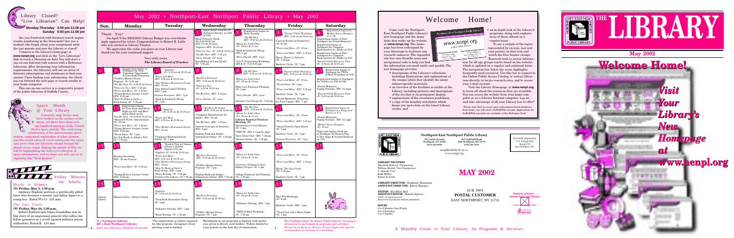# Library Closed? "Live Librarian" Can Help!

**Monday-Thursday 3:00 pm-11:00 pm**
**Sunday 5:00 pm-11:00 pm**

Are you frustrated with Internet search engine results numbering in the thousands? Are you a student who forgot about your assignment until the last minute and now the Library is closed?

Connect to the Library's homepage at **www.nenpl.org** and click on the "Live Librarian" link to reach a librarian on duty. You will start a one-on-one Internet talk session with a Reference Librarian. After discussing your information requirements, the librarian will use an array of Internet subscriptions and databases to find your answer. Upon finding your information, the librarian can forward the web page or search results to your home computer.

This one-on-one service is a cooperative project of the public libraries of Suffolk County.

## Space Month @ Your Library

Currently, only twelve men have walked on the surface of the moon, yet there have been over one hundred missions of the United States space Shuttle. The construction of the international space station, unmanned exploration of other planets, and the recent entry of a new nation into the space race prove that our interests extend beyond the planet of our origin. During the month of May we will be highlighting the Library's collection of space information, and we hope you will join us in exploring this "final frontier."

## Friday Movies for Adults

### *Hearts in Atlantis*

**(N) Friday, May 3, 1:30 p.m.**

Anthony Hopkins portrays a psychically gifted loner who becomes a mentor and father figure to a young boy. Rated PG-13. 101 min.

### *The Last Castle*

**(N) Friday, May 24, 1:30 p.m.**

Robert Redford and James Gandolfini star in this story of an imprisoned general who rallies his fellow prisoners in a revolt against military prison authorities. Rated R. 133 min.

# May 2002 • Northport-East Northport Public Library • May 2002

| Sun. | Monday | Tuesday | Wednesday | Thursday | Friday | Saturday |
|---|---|---|---|---|---|---|
| | **Thank You!** On April 9 the 2002/2003 Library Budget was overwhelmingly approved by voters. Congratulations to Robert R. Little who was elected as Library Trustee. We appreciate the value you place on your Library and thank you for your continued support. Very truly yours, *The Library Board of Trustees* | | **1** Applications available for Defensive Driving on 5/28 & 5/30<br>Blood Pressure Check (N) 9:30-10:30 am (EN) 11 am-12 noon<br>*Laptime (EN) 10:30 am*<br>*Tales for Two (N) 9:30 & 10:30 am*<br>*On My Own (EN) 1:30 pm*<br>*Story Parade (N) 4 pm*<br>Sportfishing on Long Island (N) 7:30 pm | **2** Registration begins for Basic Boating<br>*On My Own (EN) 9:30 am & 10:30 am*<br>*Music for Little Ones (N) 10 am & 11 am*<br>Book & Sandwich Wrap (EN) 1 pm<br>*Story Parade (EN) 4 pm*<br>S.A.T. Preparation Workshop (EN & N) 6:15-9:45 pm | **3** *Parent/Child Workshop (EN) 9:30 am & 10:45 am*<br>Current Events in Perspective (N) 10 am<br>*Fours and More (N) 10 am*<br>*Fours and More (EN) 1:30 pm*<br>Movie: *Hearts in Atlantis* (N) 1:30 pm<br>*Knitters' Circle (N) 7 pm* | **4** *Registration begins for Mother Goose Olympics on 5/18*<br>Registration begins at East Northport for Grand Memories<br>Registration begins at Northport for Computer Kindergarten for Adults on 5/14<br>Registration begins at East Northport for Computer Kindergarten for Adults on 5/15<br>*Parent/Child Discovery Time (N) 9:30 am & 10:45 am* |
| **5** | **6** Registration begins at Northport for Teen Volunteer Opportunity & Teen Book Discussion<br>*55/Alive Mature Driver Program (N) 9:30 am*<br>*On My Own (N) 9:30 & 10:30 am*<br>*Tales for Two (EN) 1:30 pm*<br>*Fours and More (N) 1:30 pm*<br>*Young Sisters License Course (EN) 4:30 pm*<br>*How To Start or Grow a Book Group (N) 7:30 pm* | **7** *Laptime (N) 9:30 am & 10:30 am*<br>*Fours and More (EN) 9:30 am & 10:30 am*<br>*New Mothers Discussion Group (EN) 10 am*<br>*Tales for Two (N) 9:30 & 10:30 am*<br>Your Annual Legal Checkup (EN) 2 pm<br>*Pajama Storytime (EN) 7 pm*<br>*Book & Sandwich Wrap (N) 7 pm* | **8** *My First Storytime (EN) 9:30 am & 10:30 am*<br>*Tales for Two (N) 9:30 & 10:30 am*<br>*On My Own (EN) 1:30 pm*<br>*Story Parade (N) 4 pm* | **9** *On My Own (EN) 9:30 am & 10:30 am*<br>*Music for Little Ones (N) 10 am & 11 am*<br>Elder Law Financial Planning (N) 2 pm<br>*Story Parade (EN) 4 pm*<br>Internet User Group (N) 7:30 pm | **10** *Parent/Child Workshop (EN) 9:30 am & 10:45 am*<br>*Fours and More (N) 10 am*<br>*Novel Ideas (N) 1 pm*<br>*Fours and More (EN) 1:30 pm*<br>*Knitters' Circle (N) 7 pm*<br>*Grand Memories: Preparing for Your Taping (EN) 7 pm* | **11** Registration begins at Northport for TWIG E-Mail Workshop on 5/30<br>Registration begins at Northport for 55/Alive on 6/22 & 6/29<br>*Grand Memories: Taping Session (EN) by appt.*<br>*Parent/Child Discovery Time (N) 9:30 am & 10:45 am* |
| **12** | **13** Registration begins for Teen Pizza and Movie Night on 5/31 and Meet Adam Shedd on 6/3<br>*On My Own (N) 9:30 & 10:30 am*<br>*Microsoft Word—Intermediate (N) 10 am*<br>*Fours and More (N) 1:30 pm*<br>*Young Sisters License Course (EN) 4:30 pm*<br>*Novel Ideas (N) 7 pm*<br>Are You Ready to Adopt a Pet? (N) 7:30 pm | **14** *Laptime (N) 9:30 am & 10:30 am*<br>*Fours and More (EN) 9:30 am & 10:30 am*<br>*New Mothers Discussion Group (EN) 10 am*<br>*Computer Kindergarten for Adults (N) 7 pm* | **15** *My First Storytime (EN) 9:30 am & 10:30 am*<br>*Computer Kindergarten for Adults (EN) 10 am*<br>*On My Own (EN) 1:30 pm*<br>Current Concepts in Dentistry (EN) 2 pm<br>Funding Book and Author Information Online (N) 1:30 pm | **16** *On My Own (EN) 9:30 am & 10:30 am*<br>*Music for Little Ones (N) 10 am & 11 am*<br>**Library Board of Trustees Meeting (N)**<br>Introduction to Oral History (N) 1 pm<br>*HIICAP (EN) 1-4 pm by appt.*<br>Teen Chess Club (EN) 7:30 pm<br>Internet Basics (N) 7:30 pm | **17** *Fours and More (N) 10 am*<br>*Fours and More (EN) 1:30 pm*<br>*Social Security Open House (N) 2 pm*<br>*Knitters' Circle (N) 7 pm*<br>*Pajama Storytime (N) 7 pm* | **18** *Registration begins at Northport for Songs and Stories on 6/3*<br>*Grand Memories: Taping Session (EN) by appt.*<br>*Mother Goose Olympics (N) 10 am*<br>Ticket sale begins 10:30 am at Northport for Book-A-Trip to New Hope & Ivyland Railroad on 7/16 |
| **19** | **20** Hearing Screening (EN) 10 am-12 noon<br>*Fours and More (N) 1:30 pm*<br>*Young Sisters License Course (EN) 4:30 pm* | **21** Book-A-Trip to Chinese Scholar's Garden departs 9:15 am<br>*Laptime (N) 9:30 & 10:30 am*<br>*Fours and More (EN) 9:30 am & 10:30 am*<br>*New Mothers Discussion Group (EN) 10 am*<br>*How To Start or Grow a Book Group (EN) 2 pm*<br>*Bonsai Basics (N) 7:30 pm*<br>Friends of the Library (N) 7:30 pm | **22** *My First Storytime (EN) 9:30 am & 10:30 am*<br>*55/Alive Mature Driver Program (N) 7 pm*<br>Funding Book and Author Information Online (EN) 7:30 pm | **23** *Music for Little Ones (N) 10 am & 11 am*<br>Overview of Library's Oral History Project (N) 1 pm<br>College Financial Aid Planning (N) 7:30 pm | **24** *Fours and More (N) 10 am*<br>*Fours and More (EN) 1:30 pm*<br>Movie: *The Last Castle* (N) 1:30 pm<br>*Knitters' Circle (N) 7 pm* | **25** |
| **26**<br>Library Closed | **27**<br>Memorial Day - Library Closed | **28** *Laptime (N) 9:30 am & 10:30 am*<br>*Teen Book Discussion Group (N) 4 pm*<br>*Defensive Driving (EN) 7 pm*<br>*Bonsai Basics (N) 7:30 pm* | **29** *My First Storytime (EN) 9:30 am & 10:30 am*<br>*55/Alive Mature Driver Program (N) 7 pm* | **30** *Music for Little Ones (N) 10 am & 11 am*<br>*Defensive Driving (EN) 7 pm*<br>*TWIG E-Mail Workshop (N) 7:30 pm* | **31** Thai Wan Burlesque (N) 2 pm<br>*Knitters' Circle (EN) 7 pm*<br>*Teen Pizza and a Movie Night (N) 7 pm* | |

**N = Northport Library**
**EN = East Northport Library**
*Italic type indicates Children's Programs.*

\*Pre-registration or tickets required for this program. Occupancy of our meeting room is limited.

Enrollment in our programs is limited, with preference given to library card holders. Tickets limited to 2 per patron on the first day of registration.

The Northport-East Northport Library encourages all patrons to participate in programs and activities. Please let us know in advance if you require any special accommodations because of a disability.

# Welcome Home!

Come visit the Northport-East Northport Public Library's new homepage and the many links that make up the website at **www.nenpl.org**. The homepage has been redesigned by your librarians to facilitate any research endeavor. The expanded site has user-friendly icons and navigational aids to help you find the information you need easily and quickly. The new homepage provides:

- descriptions of the Library's collections, including illustrations and explanations of the unique labels that identify the many subject-specific materials;
- an overview of the facilities available at the Library, including pictures and descriptions of the art that is on permanent display;
- explanations of the circulation guidelines;
- a copy of the monthly newsletter which keeps you up-to-date on the latest Library events; and
- an in-depth look at the Library's programs, along with explanations of those offered on a regular basis.

To see a sample of the topics represented by an icon, just rest your pointer on that icon and watch the blue banner change. Research tools to access information for all age groups can be found on the website, which is updated on a regular and continual basis. The navigation bar, below the icons, highlights frequently-used resources. Use this bar to connect to the Online Public Access Catalog, to contact librarians directly, to locate research sites, and to access your e-mail account.

Visit the Library Homepage, at **www.nenpl.org**, to learn all about the resources that are available. You can access the website from your home computer or on a Library Internet computer. Log on, and take advantage of all your Library has to offer!*

\*Please note that to access some subscription-based databases from home, you will need a SuffolkWeb account. Applications for SuffolkWeb accounts are available at the Reference Desk.

**Northport-East Northport Public Library**

151 Laurel Avenue, Northport, NY 11768, (631) 261-6930
185 Larkfield Road, East Northport, NY 11731, (631) 261-2313

nenpl@suffolk.lib.ny.us
www.nenpl.org

Non-Profit Organization
U.S. Postage Paid
Permit #78
East Northport, NY

**LIBRARY TRUSTEES**
Elizabeth McCord, Chairperson
William Martin, Vice Chairperson
C. Annette Corr
Ruth McKay
Robert R. Little

**LIBRARY DIRECTOR:** Stephanie Heineman
**ASSISTANT DIRECTOR:** Eileen Minogue

**EDITOR:** MaryEllen Mall
**ASSISTANT EDITOR:** Michelle Epstein
©2002. All rights reserved.
May not be reproduced without permission.

**HOURS**
9 to 9 Monday thru Friday
9 to 5 Saturday
1 to 5 Sunday

## MAY 2002

ECR SWS
**POSTAL CUSTOMER**
EAST NORTHPORT, NY 11731

Preserve a forest... borrow from your library.

# THE LIBRARY

**May 2002**

# Welcome Home!

*Visit Your Library's New Homepage at* **www.nenpl.org**

A Monthly Guide to Your Library, Its Programs & Services